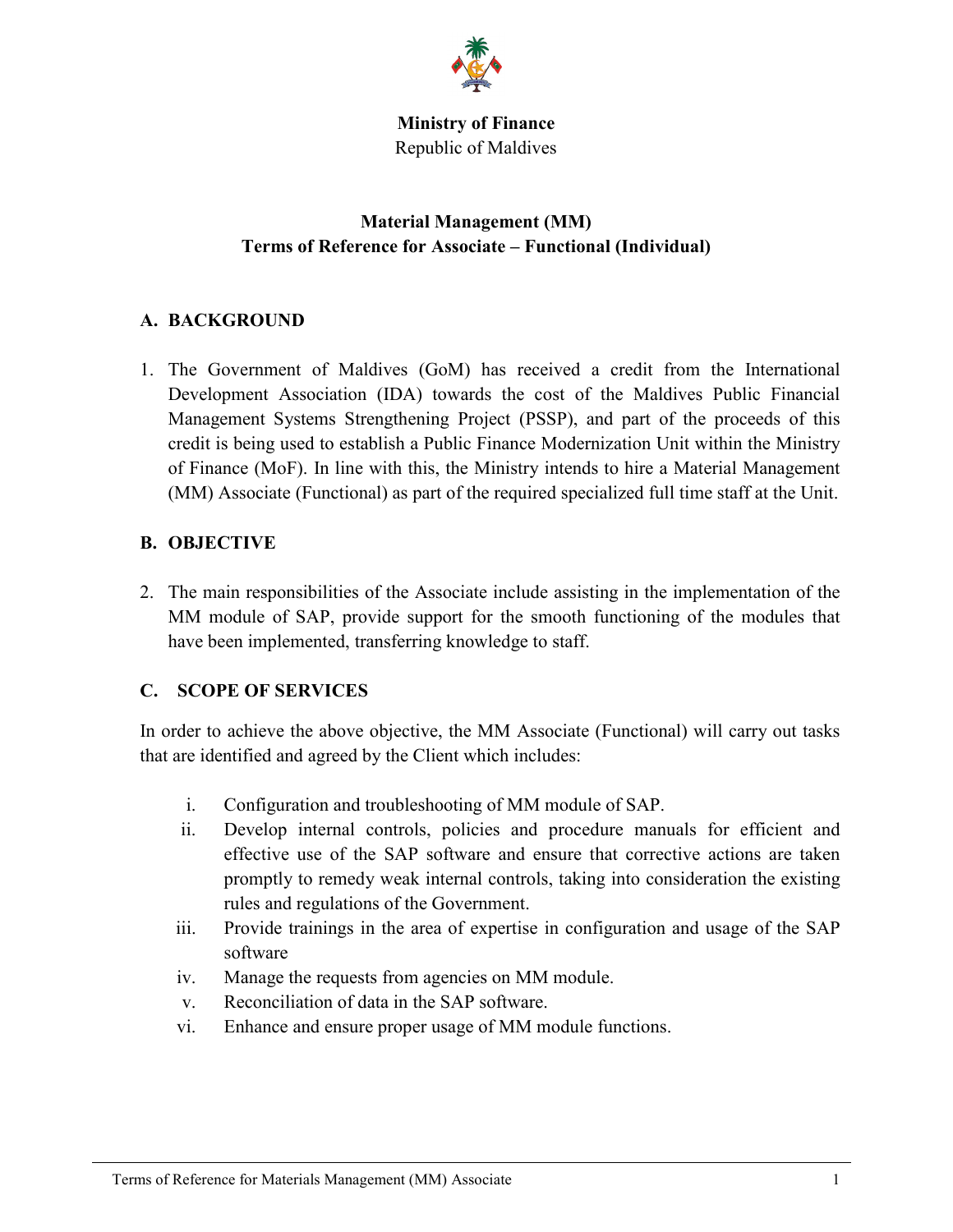**Ministry of Finance**
Republic of Maldives

# Material Management (MM)
# Terms of Reference for Associate – Functional (Individual)

## A. BACKGROUND

1. The Government of Maldives (GoM) has received a credit from the International Development Association (IDA) towards the cost of the Maldives Public Financial Management Systems Strengthening Project (PSSP), and part of the proceeds of this credit is being used to establish a Public Finance Modernization Unit within the Ministry of Finance (MoF). In line with this, the Ministry intends to hire a Material Management (MM) Associate (Functional) as part of the required specialized full time staff at the Unit.

## B. OBJECTIVE

2. The main responsibilities of the Associate include assisting in the implementation of the MM module of SAP, provide support for the smooth functioning of the modules that have been implemented, transferring knowledge to staff.

## C. SCOPE OF SERVICES

In order to achieve the above objective, the MM Associate (Functional) will carry out tasks that are identified and agreed by the Client which includes:

i. Configuration and troubleshooting of MM module of SAP.
ii. Develop internal controls, policies and procedure manuals for efficient and effective use of the SAP software and ensure that corrective actions are taken promptly to remedy weak internal controls, taking into consideration the existing rules and regulations of the Government.
iii. Provide trainings in the area of expertise in configuration and usage of the SAP software
iv. Manage the requests from agencies on MM module.
v. Reconciliation of data in the SAP software.
vi. Enhance and ensure proper usage of MM module functions.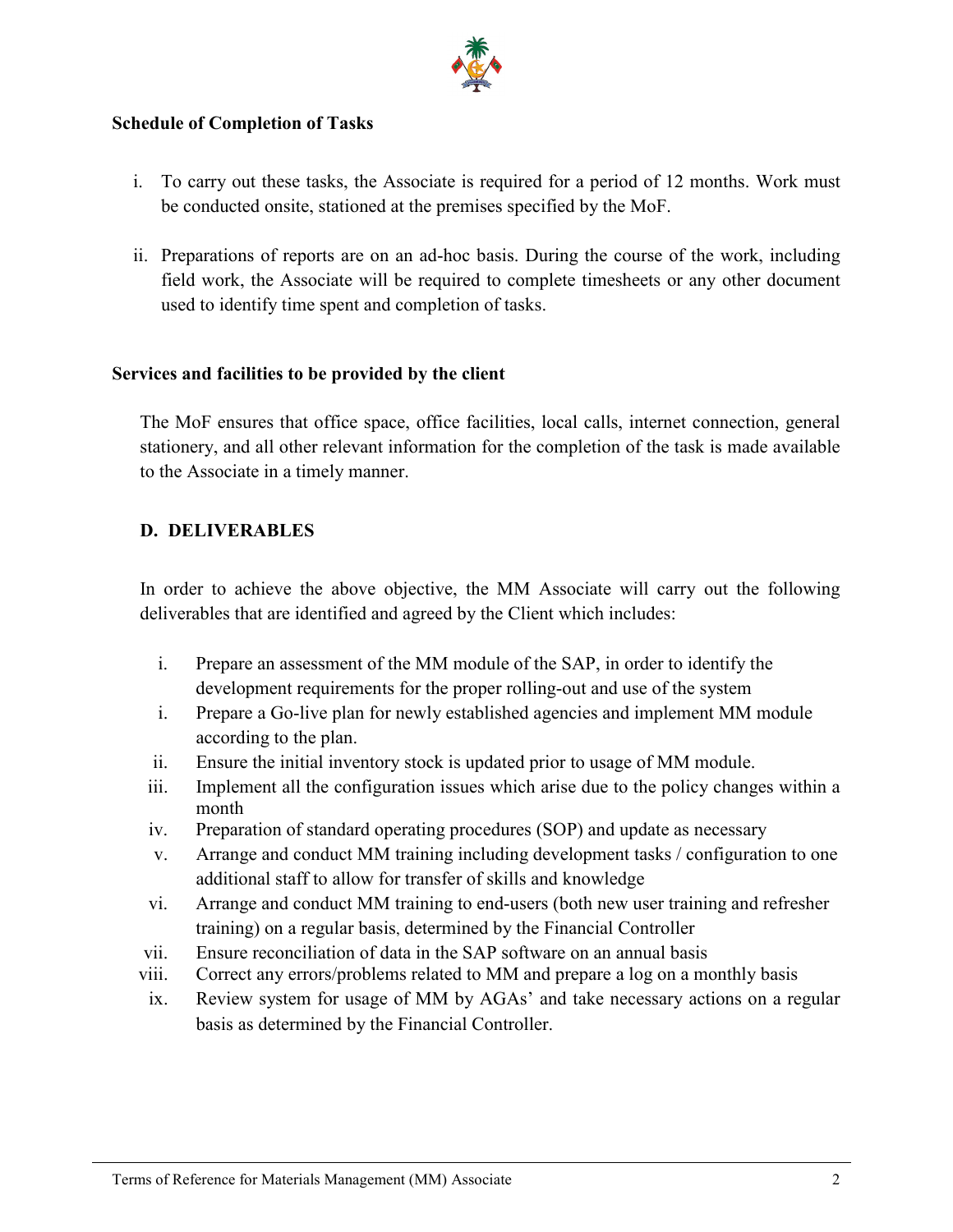**Schedule of Completion of Tasks**

i. To carry out these tasks, the Associate is required for a period of 12 months. Work must be conducted onsite, stationed at the premises specified by the MoF.

ii. Preparations of reports are on an ad-hoc basis. During the course of the work, including field work, the Associate will be required to complete timesheets or any other document used to identify time spent and completion of tasks.

**Services and facilities to be provided by the client**

The MoF ensures that office space, office facilities, local calls, internet connection, general stationery, and all other relevant information for the completion of the task is made available to the Associate in a timely manner.

## D. DELIVERABLES

In order to achieve the above objective, the MM Associate will carry out the following deliverables that are identified and agreed by the Client which includes:

i. Prepare an assessment of the MM module of the SAP, in order to identify the development requirements for the proper rolling-out and use of the system

i. Prepare a Go-live plan for newly established agencies and implement MM module according to the plan.

ii. Ensure the initial inventory stock is updated prior to usage of MM module.

iii. Implement all the configuration issues which arise due to the policy changes within a month

iv. Preparation of standard operating procedures (SOP) and update as necessary

v. Arrange and conduct MM training including development tasks / configuration to one additional staff to allow for transfer of skills and knowledge

vi. Arrange and conduct MM training to end-users (both new user training and refresher training) on a regular basis, determined by the Financial Controller

vii. Ensure reconciliation of data in the SAP software on an annual basis

viii. Correct any errors/problems related to MM and prepare a log on a monthly basis

ix. Review system for usage of MM by AGAs' and take necessary actions on a regular basis as determined by the Financial Controller.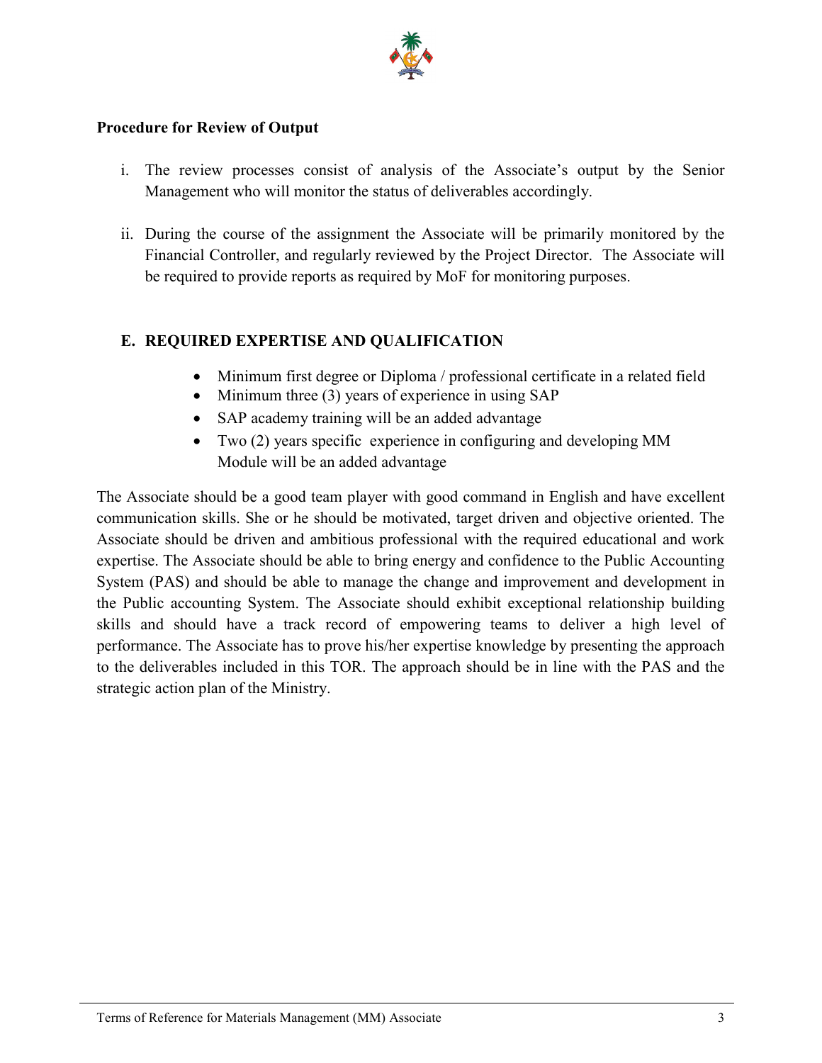**Procedure for Review of Output**

i. The review processes consist of analysis of the Associate's output by the Senior Management who will monitor the status of deliverables accordingly.

ii. During the course of the assignment the Associate will be primarily monitored by the Financial Controller, and regularly reviewed by the Project Director. The Associate will be required to provide reports as required by MoF for monitoring purposes.

## E. REQUIRED EXPERTISE AND QUALIFICATION

- Minimum first degree or Diploma / professional certificate in a related field
- Minimum three (3) years of experience in using SAP
- SAP academy training will be an added advantage
- Two (2) years specific experience in configuring and developing MM Module will be an added advantage

The Associate should be a good team player with good command in English and have excellent communication skills. She or he should be motivated, target driven and objective oriented. The Associate should be driven and ambitious professional with the required educational and work expertise. The Associate should be able to bring energy and confidence to the Public Accounting System (PAS) and should be able to manage the change and improvement and development in the Public accounting System. The Associate should exhibit exceptional relationship building skills and should have a track record of empowering teams to deliver a high level of performance. The Associate has to prove his/her expertise knowledge by presenting the approach to the deliverables included in this TOR. The approach should be in line with the PAS and the strategic action plan of the Ministry.